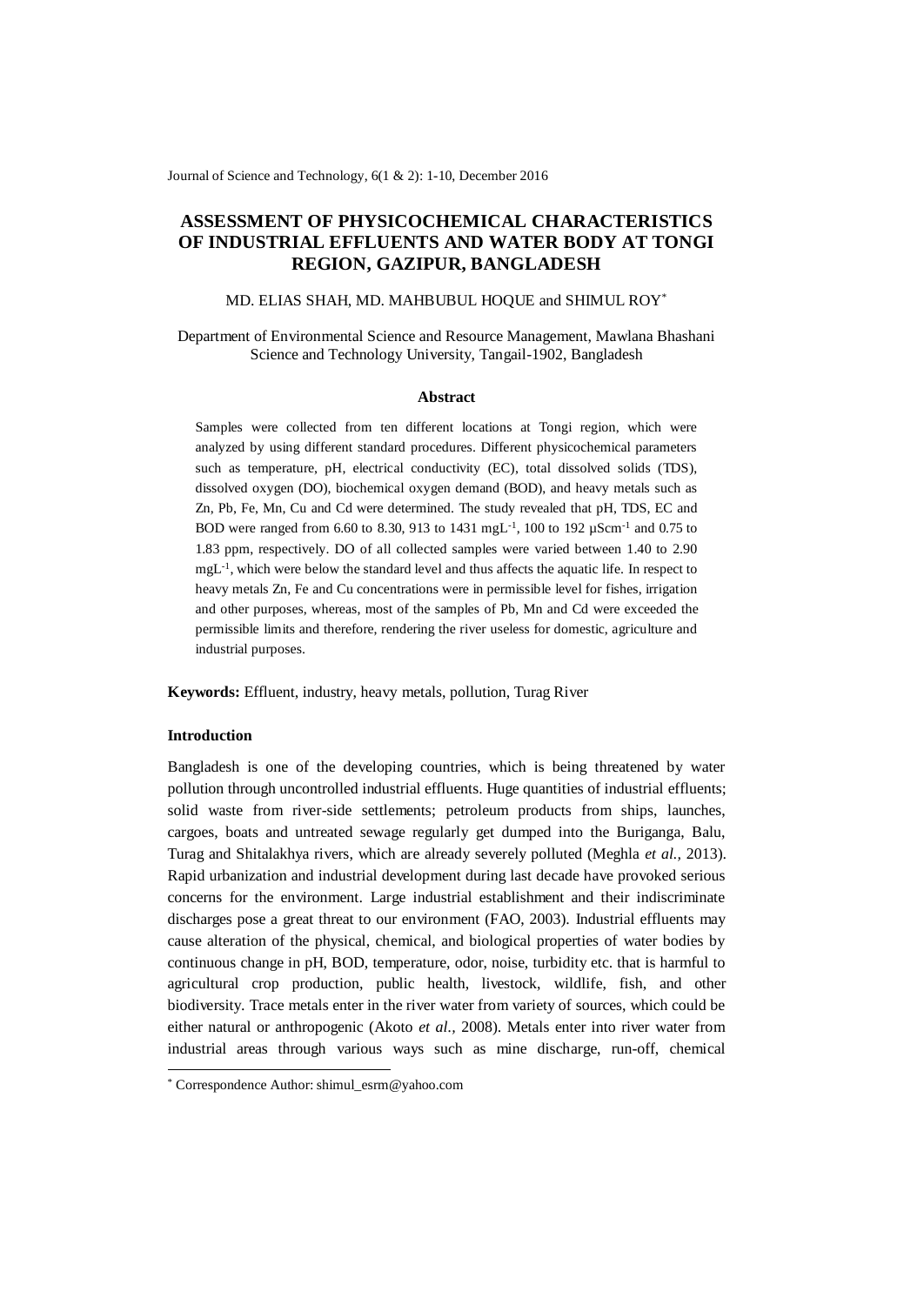# ASSESSMENT OF PHYSICOCHEMICAL CHARACTERISTICS OF INDUSTRIAL EFFLUENTS AND WATER BODY AT TONGI REGION, GAZIPUR, BANGLADESH

MD. ELIAS SHAH, MD. MAHBUBUL HOQUE and SHIMUL ROY*

Department of Environmental Science and Resource Management, Mawlana Bhashani Science and Technology University, Tangail-1902, Bangladesh

## Abstract

Samples were collected from ten different locations at Tongi region, which were analyzed by using different standard procedures. Different physicochemical parameters such as temperature, pH, electrical conductivity (EC), total dissolved solids (TDS), dissolved oxygen (DO), biochemical oxygen demand (BOD), and heavy metals such as Zn, Pb, Fe, Mn, Cu and Cd were determined. The study revealed that pH, TDS, EC and BOD were ranged from 6.60 to 8.30, 913 to 1431 $mgL^{-1}$, 100 to 192 $\mu Scm^{-1}$ and 0.75 to 1.83 ppm, respectively. DO of all collected samples were varied between 1.40 to 2.90 $mgL^{-1}$, which were below the standard level and thus affects the aquatic life. In respect to heavy metals Zn, Fe and Cu concentrations were in permissible level for fishes, irrigation and other purposes, whereas, most of the samples of Pb, Mn and Cd were exceeded the permissible limits and therefore, rendering the river useless for domestic, agriculture and industrial purposes.

**Keywords:** Effluent, industry, heavy metals, pollution, Turag River

## Introduction

Bangladesh is one of the developing countries, which is being threatened by water pollution through uncontrolled industrial effluents. Huge quantities of industrial effluents; solid waste from river-side settlements; petroleum products from ships, launches, cargoes, boats and untreated sewage regularly get dumped into the Buriganga, Balu, Turag and Shitalakhya rivers, which are already severely polluted (Meghla *et al.,* 2013). Rapid urbanization and industrial development during last decade have provoked serious concerns for the environment. Large industrial establishment and their indiscriminate discharges pose a great threat to our environment (FAO, 2003). Industrial effluents may cause alteration of the physical, chemical, and biological properties of water bodies by continuous change in pH, BOD, temperature, odor, noise, turbidity etc. that is harmful to agricultural crop production, public health, livestock, wildlife, fish, and other biodiversity. Trace metals enter in the river water from variety of sources, which could be either natural or anthropogenic (Akoto *et al.,* 2008). Metals enter into river water from industrial areas through various ways such as mine discharge, run-off, chemical

* Correspondence Author: shimul_esrm@yahoo.com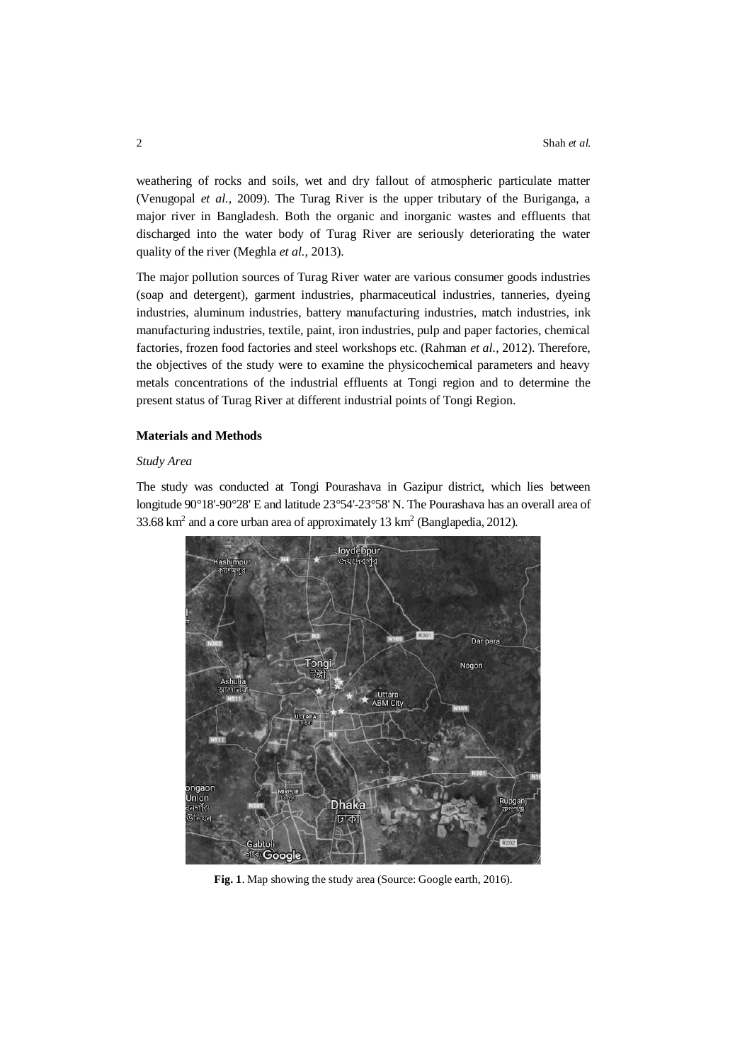weathering of rocks and soils, wet and dry fallout of atmospheric particulate matter (Venugopal *et al.*, 2009). The Turag River is the upper tributary of the Buriganga, a major river in Bangladesh. Both the organic and inorganic wastes and effluents that discharged into the water body of Turag River are seriously deteriorating the water quality of the river (Meghla *et al.*, 2013).

The major pollution sources of Turag River water are various consumer goods industries (soap and detergent), garment industries, pharmaceutical industries, tanneries, dyeing industries, aluminum industries, battery manufacturing industries, match industries, ink manufacturing industries, textile, paint, iron industries, pulp and paper factories, chemical factories, frozen food factories and steel workshops etc. (Rahman *et al.*, 2012). Therefore, the objectives of the study were to examine the physicochemical parameters and heavy metals concentrations of the industrial effluents at Tongi region and to determine the present status of Turag River at different industrial points of Tongi Region.

## Materials and Methods

### *Study Area*

The study was conducted at Tongi Pourashava in Gazipur district, which lies between longitude 90°18'-90°28' E and latitude 23°54'-23°58' N. The Pourashava has an overall area of 33.68 km$^2$ and a core urban area of approximately 13 km$^2$ (Banglapedia, 2012).

**Fig. 1**. Map showing the study area (Source: Google earth, 2016).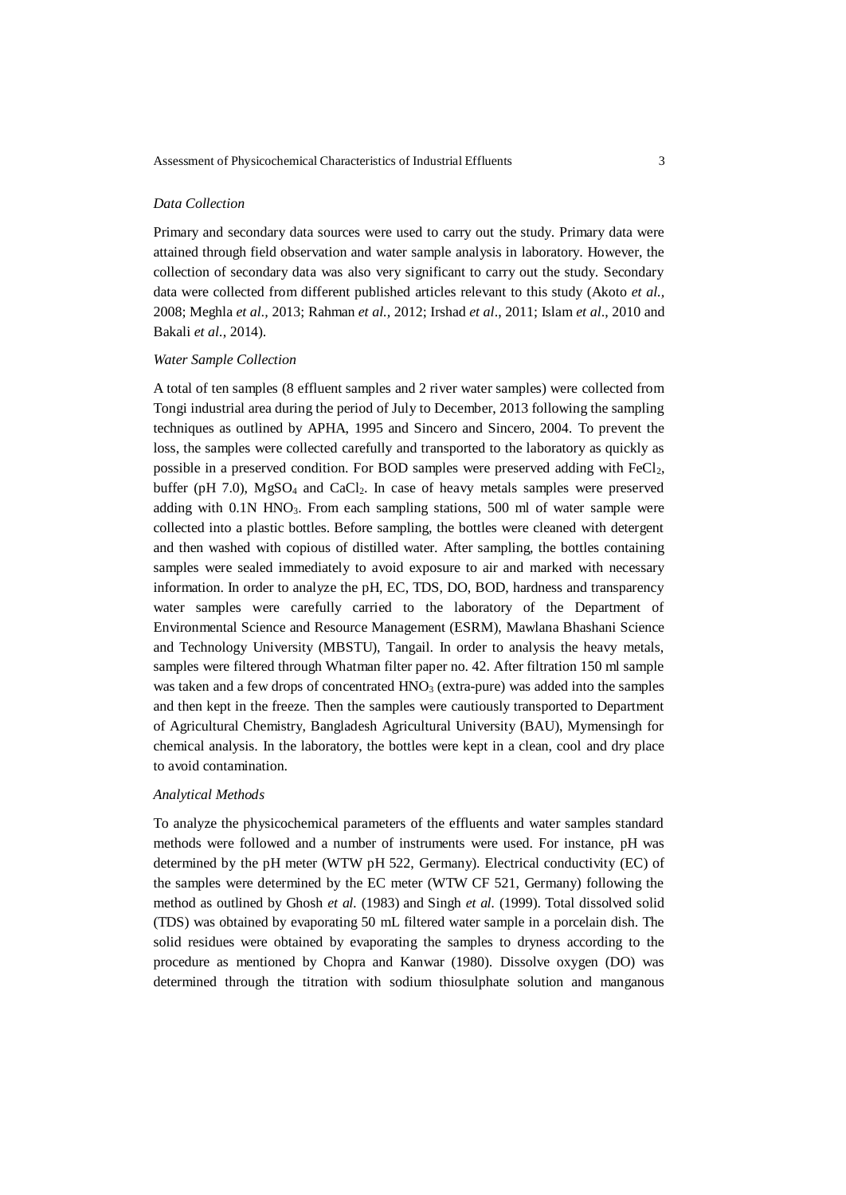*Data Collection*

Primary and secondary data sources were used to carry out the study. Primary data were attained through field observation and water sample analysis in laboratory. However, the collection of secondary data was also very significant to carry out the study. Secondary data were collected from different published articles relevant to this study (Akoto *et al.*, 2008; Meghla *et al.*, 2013; Rahman *et al.*, 2012; Irshad *et al*., 2011; Islam *et al*., 2010 and Bakali *et al.*, 2014).

*Water Sample Collection*

A total of ten samples (8 effluent samples and 2 river water samples) were collected from Tongi industrial area during the period of July to December, 2013 following the sampling techniques as outlined by APHA, 1995 and Sincero and Sincero, 2004. To prevent the loss, the samples were collected carefully and transported to the laboratory as quickly as possible in a preserved condition. For BOD samples were preserved adding with $FeCl_2$, buffer (pH 7.0), $MgSO_4$ and $CaCl_2$. In case of heavy metals samples were preserved adding with 0.1N $HNO_3$. From each sampling stations, 500 ml of water sample were collected into a plastic bottles. Before sampling, the bottles were cleaned with detergent and then washed with copious of distilled water. After sampling, the bottles containing samples were sealed immediately to avoid exposure to air and marked with necessary information. In order to analyze the pH, EC, TDS, DO, BOD, hardness and transparency water samples were carefully carried to the laboratory of the Department of Environmental Science and Resource Management (ESRM), Mawlana Bhashani Science and Technology University (MBSTU), Tangail. In order to analysis the heavy metals, samples were filtered through Whatman filter paper no. 42. After filtration 150 ml sample was taken and a few drops of concentrated $HNO_3$ (extra-pure) was added into the samples and then kept in the freeze. Then the samples were cautiously transported to Department of Agricultural Chemistry, Bangladesh Agricultural University (BAU), Mymensingh for chemical analysis. In the laboratory, the bottles were kept in a clean, cool and dry place to avoid contamination.

*Analytical Methods*

To analyze the physicochemical parameters of the effluents and water samples standard methods were followed and a number of instruments were used. For instance, pH was determined by the pH meter (WTW pH 522, Germany). Electrical conductivity (EC) of the samples were determined by the EC meter (WTW CF 521, Germany) following the method as outlined by Ghosh *et al.* (1983) and Singh *et al.* (1999). Total dissolved solid (TDS) was obtained by evaporating 50 mL filtered water sample in a porcelain dish. The solid residues were obtained by evaporating the samples to dryness according to the procedure as mentioned by Chopra and Kanwar (1980). Dissolve oxygen (DO) was determined through the titration with sodium thiosulphate solution and manganous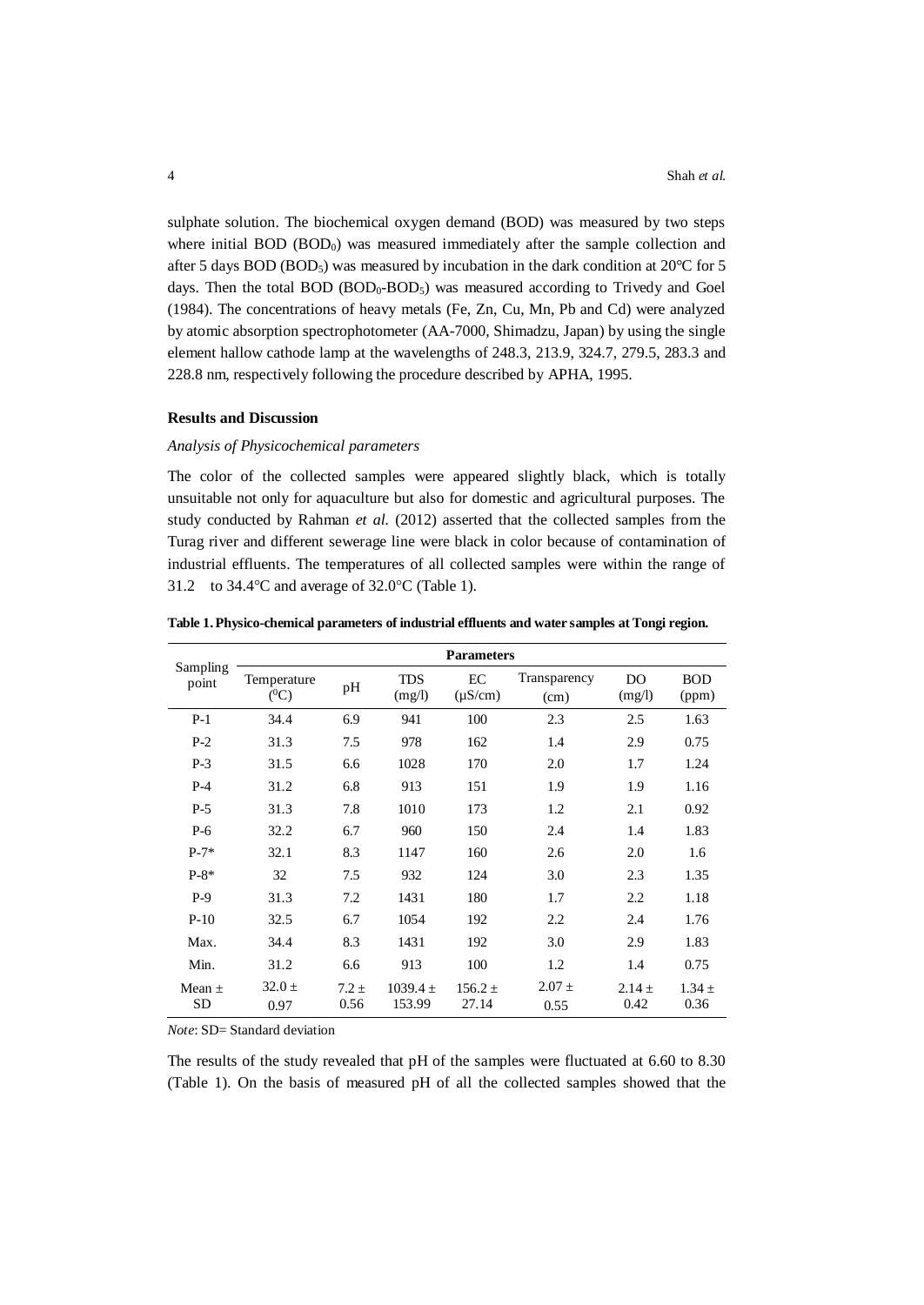sulphate solution. The biochemical oxygen demand (BOD) was measured by two steps where initial BOD ($BOD_0$) was measured immediately after the sample collection and after 5 days BOD ($BOD_5$) was measured by incubation in the dark condition at 20°C for 5 days. Then the total BOD ($BOD_0$-$BOD_5$) was measured according to Trivedy and Goel (1984). The concentrations of heavy metals (Fe, Zn, Cu, Mn, Pb and Cd) were analyzed by atomic absorption spectrophotometer (AA-7000, Shimadzu, Japan) by using the single element hallow cathode lamp at the wavelengths of 248.3, 213.9, 324.7, 279.5, 283.3 and 228.8 nm, respectively following the procedure described by APHA, 1995.

**Results and Discussion**

*Analysis of Physicochemical parameters*

The color of the collected samples were appeared slightly black, which is totally unsuitable not only for aquaculture but also for domestic and agricultural purposes. The study conducted by Rahman *et al.* (2012) asserted that the collected samples from the Turag river and different sewerage line were black in color because of contamination of industrial effluents. The temperatures of all collected samples were within the range of 31.2 to 34.4°C and average of 32.0°C (Table 1).

**Table 1. Physico-chemical parameters of industrial effluents and water samples at Tongi region.**

| Sampling point | Parameters | | | | | | |
|---|---|---|---|---|---|---|---|
| | Temperature ($^0$C) | pH | TDS (mg/l) | EC (μS/cm) | Transparency (cm) | DO (mg/l) | BOD (ppm) |
| P-1 | 34.4 | 6.9 | 941 | 100 | 2.3 | 2.5 | 1.63 |
| P-2 | 31.3 | 7.5 | 978 | 162 | 1.4 | 2.9 | 0.75 |
| P-3 | 31.5 | 6.6 | 1028 | 170 | 2.0 | 1.7 | 1.24 |
| P-4 | 31.2 | 6.8 | 913 | 151 | 1.9 | 1.9 | 1.16 |
| P-5 | 31.3 | 7.8 | 1010 | 173 | 1.2 | 2.1 | 0.92 |
| P-6 | 32.2 | 6.7 | 960 | 150 | 2.4 | 1.4 | 1.83 |
| P-7* | 32.1 | 8.3 | 1147 | 160 | 2.6 | 2.0 | 1.6 |
| P-8* | 32 | 7.5 | 932 | 124 | 3.0 | 2.3 | 1.35 |
| P-9 | 31.3 | 7.2 | 1431 | 180 | 1.7 | 2.2 | 1.18 |
| P-10 | 32.5 | 6.7 | 1054 | 192 | 2.2 | 2.4 | 1.76 |
| Max. | 34.4 | 8.3 | 1431 | 192 | 3.0 | 2.9 | 1.83 |
| Min. | 31.2 | 6.6 | 913 | 100 | 1.2 | 1.4 | 0.75 |
| Mean ± SD | 32.0 ± 0.97 | 7.2 ± 0.56 | 1039.4 ± 153.99 | 156.2 ± 27.14 | 2.07 ± 0.55 | 2.14 ± 0.42 | 1.34 ± 0.36 |

*Note*: SD= Standard deviation

The results of the study revealed that pH of the samples were fluctuated at 6.60 to 8.30 (Table 1). On the basis of measured pH of all the collected samples showed that the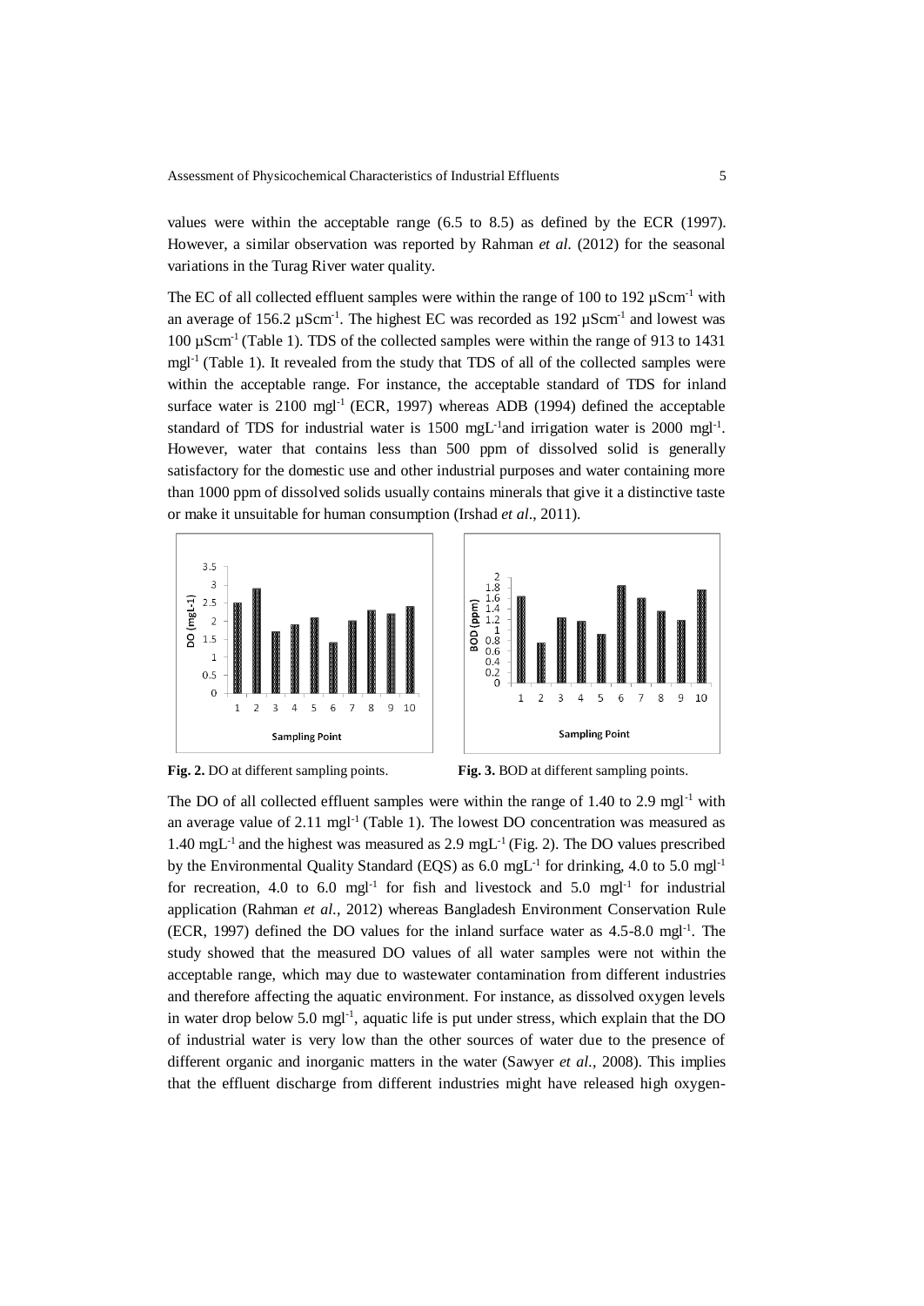values were within the acceptable range (6.5 to 8.5) as defined by the ECR (1997). However, a similar observation was reported by Rahman *et al.* (2012) for the seasonal variations in the Turag River water quality.

The EC of all collected effluent samples were within the range of 100 to 192 µScm$^{-1}$ with an average of 156.2 µScm$^{-1}$. The highest EC was recorded as 192 µScm$^{-1}$ and lowest was 100 µScm$^{-1}$ (Table 1). TDS of the collected samples were within the range of 913 to 1431 mgl$^{-1}$ (Table 1). It revealed from the study that TDS of all of the collected samples were within the acceptable range. For instance, the acceptable standard of TDS for inland surface water is 2100 mgl$^{-1}$ (ECR, 1997) whereas ADB (1994) defined the acceptable standard of TDS for industrial water is 1500 mgL$^{-1}$and irrigation water is 2000 mgl$^{-1}$. However, water that contains less than 500 ppm of dissolved solid is generally satisfactory for the domestic use and other industrial purposes and water containing more than 1000 ppm of dissolved solids usually contains minerals that give it a distinctive taste or make it unsuitable for human consumption (Irshad *et al*., 2011).

**Fig. 2.** DO at different sampling points.

**Fig. 3.** BOD at different sampling points.

The DO of all collected effluent samples were within the range of 1.40 to 2.9 mgl$^{-1}$ with an average value of 2.11 mgl$^{-1}$ (Table 1). The lowest DO concentration was measured as 1.40 mgL$^{-1}$ and the highest was measured as 2.9 mgL$^{-1}$ (Fig. 2). The DO values prescribed by the Environmental Quality Standard (EQS) as 6.0 mgL$^{-1}$ for drinking, 4.0 to 5.0 mgl$^{-1}$ for recreation, 4.0 to 6.0 mgl$^{-1}$ for fish and livestock and 5.0 mgl$^{-1}$ for industrial application (Rahman *et al.,* 2012) whereas Bangladesh Environment Conservation Rule (ECR, 1997) defined the DO values for the inland surface water as 4.5-8.0 mgl$^{-1}$. The study showed that the measured DO values of all water samples were not within the acceptable range, which may due to wastewater contamination from different industries and therefore affecting the aquatic environment. For instance, as dissolved oxygen levels in water drop below 5.0 mgl$^{-1}$, aquatic life is put under stress, which explain that the DO of industrial water is very low than the other sources of water due to the presence of different organic and inorganic matters in the water (Sawyer *et al.,* 2008). This implies that the effluent discharge from different industries might have released high oxygen-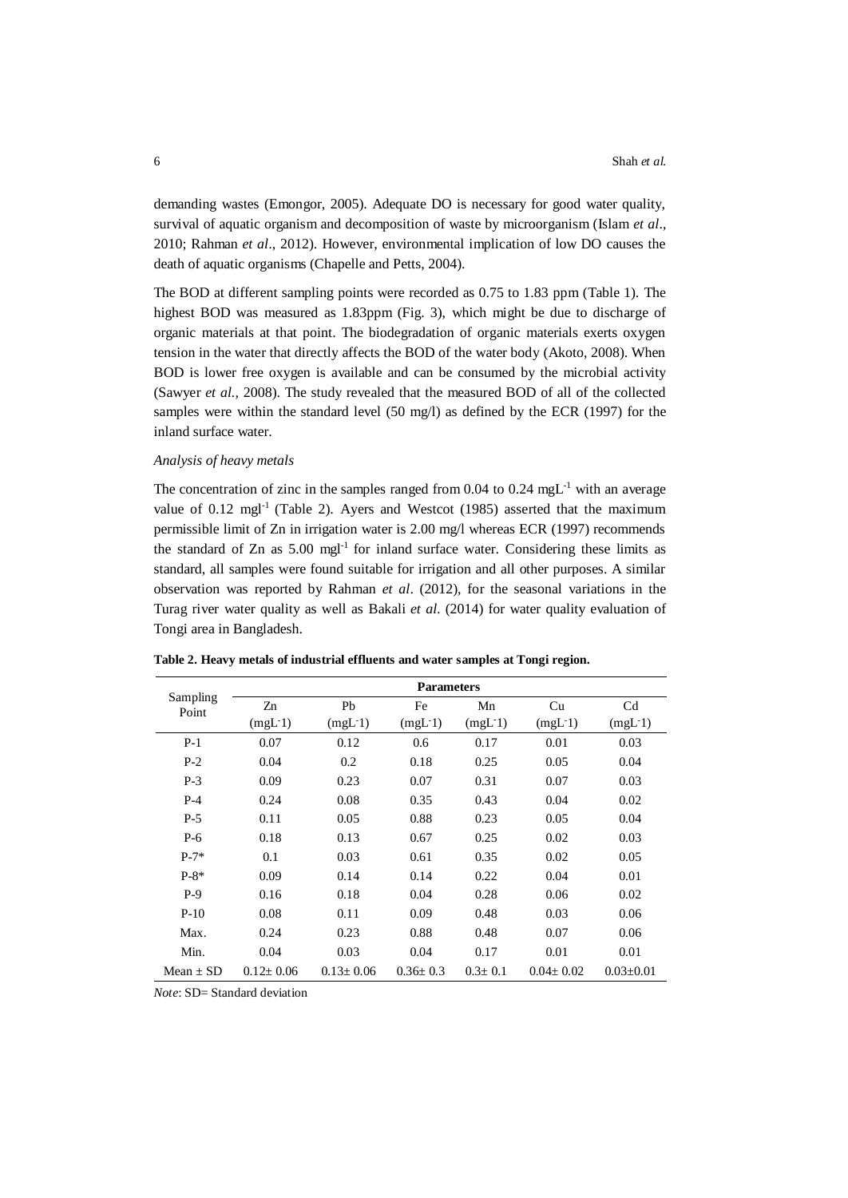demanding wastes (Emongor, 2005). Adequate DO is necessary for good water quality, survival of aquatic organism and decomposition of waste by microorganism (Islam *et al*., 2010; Rahman *et al*., 2012). However, environmental implication of low DO causes the death of aquatic organisms (Chapelle and Petts, 2004).

The BOD at different sampling points were recorded as 0.75 to 1.83 ppm (Table 1). The highest BOD was measured as 1.83ppm (Fig. 3), which might be due to discharge of organic materials at that point. The biodegradation of organic materials exerts oxygen tension in the water that directly affects the BOD of the water body (Akoto, 2008). When BOD is lower free oxygen is available and can be consumed by the microbial activity (Sawyer *et al.,* 2008). The study revealed that the measured BOD of all of the collected samples were within the standard level (50 mg/l) as defined by the ECR (1997) for the inland surface water.

*Analysis of heavy metals*

The concentration of zinc in the samples ranged from 0.04 to 0.24 $mgL^{-1}$ with an average value of 0.12 $mgl^{-1}$ (Table 2). Ayers and Westcot (1985) asserted that the maximum permissible limit of Zn in irrigation water is 2.00 mg/l whereas ECR (1997) recommends the standard of Zn as 5.00 $mgl^{-1}$ for inland surface water. Considering these limits as standard, all samples were found suitable for irrigation and all other purposes. A similar observation was reported by Rahman *et al*. (2012), for the seasonal variations in the Turag river water quality as well as Bakali *et al.* (2014) for water quality evaluation of Tongi area in Bangladesh.

**Table 2. Heavy metals of industrial effluents and water samples at Tongi region.**

| Sampling Point | Parameters | | | | | |
|---|---|---|---|---|---|---|
| | Zn ($mgL^{-1}$) | Pb ($mgL^{-1}$) | Fe ($mgL^{-1}$) | Mn ($mgL^{-1}$) | Cu ($mgL^{-1}$) | Cd ($mgL^{-1}$) |
| P-1 | 0.07 | 0.12 | 0.6 | 0.17 | 0.01 | 0.03 |
| P-2 | 0.04 | 0.2 | 0.18 | 0.25 | 0.05 | 0.04 |
| P-3 | 0.09 | 0.23 | 0.07 | 0.31 | 0.07 | 0.03 |
| P-4 | 0.24 | 0.08 | 0.35 | 0.43 | 0.04 | 0.02 |
| P-5 | 0.11 | 0.05 | 0.88 | 0.23 | 0.05 | 0.04 |
| P-6 | 0.18 | 0.13 | 0.67 | 0.25 | 0.02 | 0.03 |
| P-7* | 0.1 | 0.03 | 0.61 | 0.35 | 0.02 | 0.05 |
| P-8* | 0.09 | 0.14 | 0.14 | 0.22 | 0.04 | 0.01 |
| P-9 | 0.16 | 0.18 | 0.04 | 0.28 | 0.06 | 0.02 |
| P-10 | 0.08 | 0.11 | 0.09 | 0.48 | 0.03 | 0.06 |
| Max. | 0.24 | 0.23 | 0.88 | 0.48 | 0.07 | 0.06 |
| Min. | 0.04 | 0.03 | 0.04 | 0.17 | 0.01 | 0.01 |
| Mean ± SD | 0.12± 0.06 | 0.13± 0.06 | 0.36± 0.3 | 0.3± 0.1 | 0.04± 0.02 | 0.03±0.01 |

*Note*: SD= Standard deviation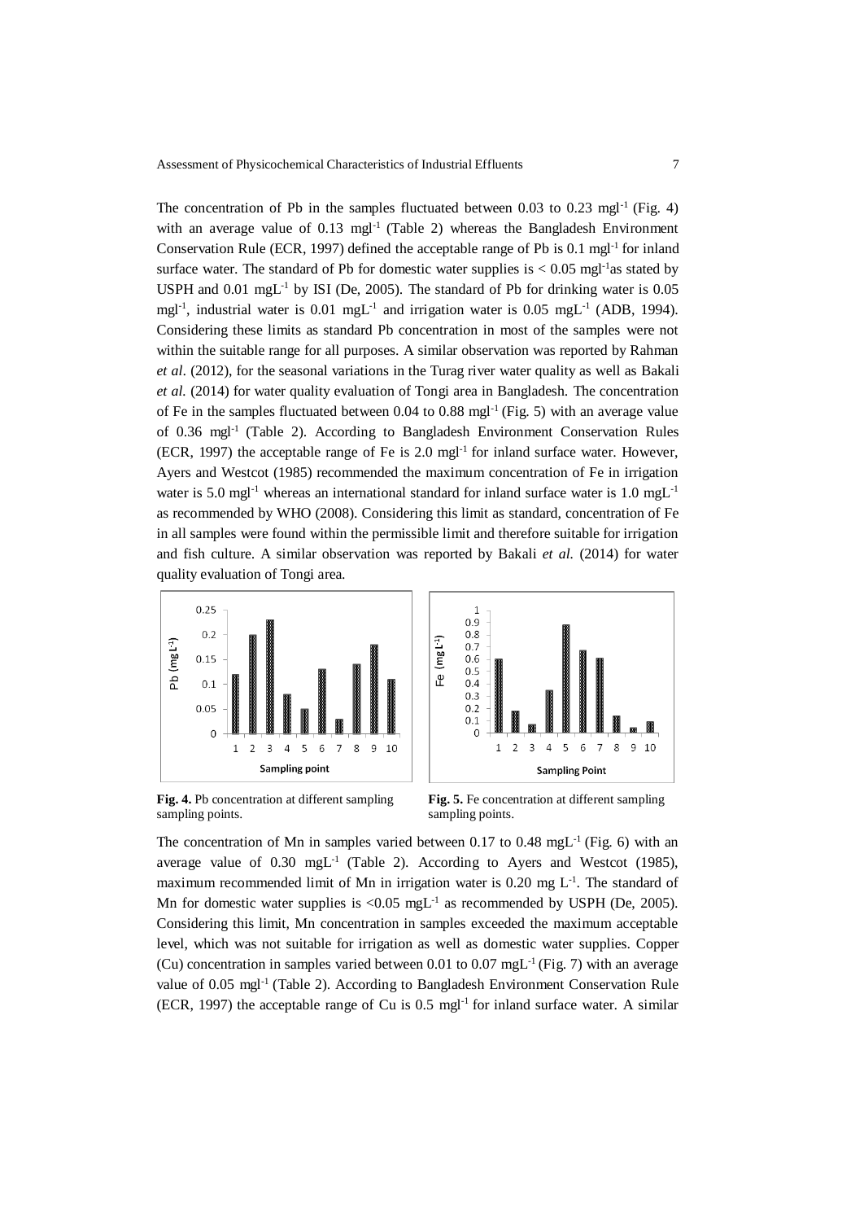The concentration of Pb in the samples fluctuated between 0.03 to 0.23 $mgl^{-1}$ (Fig. 4) with an average value of 0.13 $mgl^{-1}$ (Table 2) whereas the Bangladesh Environment Conservation Rule (ECR, 1997) defined the acceptable range of Pb is 0.1 $mgl^{-1}$ for inland surface water. The standard of Pb for domestic water supplies is < 0.05 $mgl^{-1}$as stated by USPH and 0.01 $mgL^{-1}$ by ISI (De, 2005). The standard of Pb for drinking water is 0.05 $mgl^{-1}$, industrial water is 0.01 $mgL^{-1}$ and irrigation water is 0.05 $mgL^{-1}$ (ADB, 1994). Considering these limits as standard Pb concentration in most of the samples were not within the suitable range for all purposes. A similar observation was reported by Rahman *et al*. (2012), for the seasonal variations in the Turag river water quality as well as Bakali *et al.* (2014) for water quality evaluation of Tongi area in Bangladesh. The concentration of Fe in the samples fluctuated between 0.04 to 0.88 $mgl^{-1}$ (Fig. 5) with an average value of 0.36 $mgl^{-1}$ (Table 2). According to Bangladesh Environment Conservation Rules (ECR, 1997) the acceptable range of Fe is 2.0 $mgl^{-1}$ for inland surface water. However, Ayers and Westcot (1985) recommended the maximum concentration of Fe in irrigation water is 5.0 $mgl^{-1}$ whereas an international standard for inland surface water is 1.0 $mgL^{-1}$ as recommended by WHO (2008). Considering this limit as standard, concentration of Fe in all samples were found within the permissible limit and therefore suitable for irrigation and fish culture. A similar observation was reported by Bakali *et al.* (2014) for water quality evaluation of Tongi area.

**Fig. 4.** Pb concentration at different sampling sampling points.

**Fig. 5.** Fe concentration at different sampling sampling points.

The concentration of Mn in samples varied between 0.17 to 0.48 $mgL^{-1}$ (Fig. 6) with an average value of 0.30 $mgL^{-1}$ (Table 2). According to Ayers and Westcot (1985), maximum recommended limit of Mn in irrigation water is 0.20 mg $L^{-1}$. The standard of Mn for domestic water supplies is <0.05 $mgL^{-1}$ as recommended by USPH (De, 2005). Considering this limit, Mn concentration in samples exceeded the maximum acceptable level, which was not suitable for irrigation as well as domestic water supplies. Copper (Cu) concentration in samples varied between 0.01 to 0.07 $mgL^{-1}$ (Fig. 7) with an average value of 0.05 $mgl^{-1}$ (Table 2). According to Bangladesh Environment Conservation Rule (ECR, 1997) the acceptable range of Cu is 0.5 $mgl^{-1}$ for inland surface water. A similar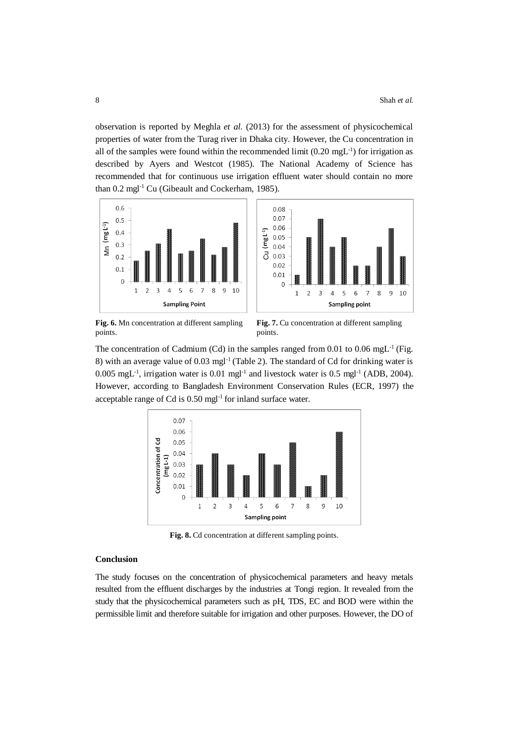observation is reported by Meghla *et al*. (2013) for the assessment of physicochemical properties of water from the Turag river in Dhaka city. However, the Cu concentration in all of the samples were found within the recommended limit (0.20 $mgL^{-1}$) for irrigation as described by Ayers and Westcot (1985). The National Academy of Science has recommended that for continuous use irrigation effluent water should contain no more than 0.2 $mgl^{-1}$ Cu (Gibeault and Cockerham, 1985).

**Fig. 6.** Mn concentration at different sampling points.

**Fig. 7.** Cu concentration at different sampling points.

The concentration of Cadmium (Cd) in the samples ranged from 0.01 to 0.06 $mgL^{-1}$ (Fig. 8) with an average value of 0.03 $mgl^{-1}$ (Table 2). The standard of Cd for drinking water is 0.005 $mgL^{-1}$, irrigation water is 0.01 $mgl^{-1}$ and livestock water is 0.5 $mgl^{-1}$ (ADB, 2004). However, according to Bangladesh Environment Conservation Rules (ECR, 1997) the acceptable range of Cd is 0.50 $mgl^{-1}$ for inland surface water.

**Fig. 8.** Cd concentration at different sampling points.

## Conclusion

The study focuses on the concentration of physicochemical parameters and heavy metals resulted from the effluent discharges by the industries at Tongi region. It revealed from the study that the physicochemical parameters such as pH, TDS, EC and BOD were within the permissible limit and therefore suitable for irrigation and other purposes. However, the DO of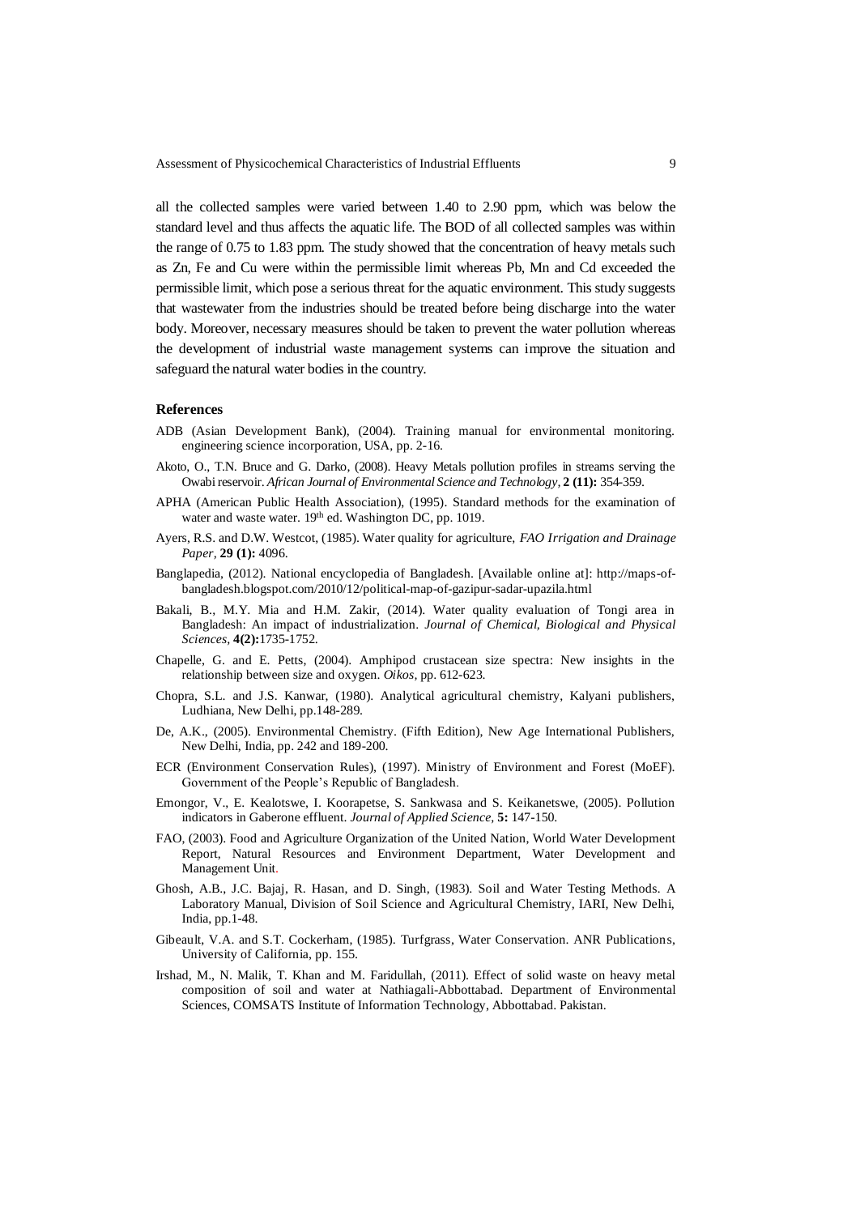all the collected samples were varied between 1.40 to 2.90 ppm, which was below the standard level and thus affects the aquatic life. The BOD of all collected samples was within the range of 0.75 to 1.83 ppm. The study showed that the concentration of heavy metals such as Zn, Fe and Cu were within the permissible limit whereas Pb, Mn and Cd exceeded the permissible limit, which pose a serious threat for the aquatic environment. This study suggests that wastewater from the industries should be treated before being discharge into the water body. Moreover, necessary measures should be taken to prevent the water pollution whereas the development of industrial waste management systems can improve the situation and safeguard the natural water bodies in the country.

## References

ADB (Asian Development Bank), (2004). Training manual for environmental monitoring. engineering science incorporation, USA, pp. 2-16.

Akoto, O., T.N. Bruce and G. Darko, (2008). Heavy Metals pollution profiles in streams serving the Owabi reservoir. *African Journal of Environmental Science and Technology*, **2 (11):** 354-359.

APHA (American Public Health Association), (1995). Standard methods for the examination of water and waste water. 19th ed. Washington DC, pp. 1019.

Ayers, R.S. and D.W. Westcot, (1985). Water quality for agriculture, *FAO Irrigation and Drainage Paper*, **29 (1):** 4096.

Banglapedia, (2012). National encyclopedia of Bangladesh. [Available online at]: http://maps-of-bangladesh.blogspot.com/2010/12/political-map-of-gazipur-sadar-upazila.html

Bakali, B., M.Y. Mia and H.M. Zakir, (2014). Water quality evaluation of Tongi area in Bangladesh: An impact of industrialization. *Journal of Chemical, Biological and Physical Sciences*, **4(2):**1735-1752.

Chapelle, G. and E. Petts, (2004). Amphipod crustacean size spectra: New insights in the relationship between size and oxygen. *Oikos*, pp. 612-623.

Chopra, S.L. and J.S. Kanwar, (1980). Analytical agricultural chemistry, Kalyani publishers, Ludhiana, New Delhi, pp.148-289.

De, A.K., (2005). Environmental Chemistry. (Fifth Edition), New Age International Publishers, New Delhi, India, pp. 242 and 189-200.

ECR (Environment Conservation Rules), (1997). Ministry of Environment and Forest (MoEF). Government of the People's Republic of Bangladesh.

Emongor, V., E. Kealotswe, I. Koorapetse, S. Sankwasa and S. Keikanetswe, (2005). Pollution indicators in Gaberone effluent. *Journal of Applied Science*, **5:** 147-150.

FAO, (2003). Food and Agriculture Organization of the United Nation, World Water Development Report, Natural Resources and Environment Department, Water Development and Management Unit.

Ghosh, A.B., J.C. Bajaj, R. Hasan, and D. Singh, (1983). Soil and Water Testing Methods. A Laboratory Manual, Division of Soil Science and Agricultural Chemistry, IARI, New Delhi, India, pp.1-48.

Gibeault, V.A. and S.T. Cockerham, (1985). Turfgrass, Water Conservation. ANR Publications, University of California, pp. 155.

Irshad, M., N. Malik, T. Khan and M. Faridullah, (2011). Effect of solid waste on heavy metal composition of soil and water at Nathiagali-Abbottabad. Department of Environmental Sciences, COMSATS Institute of Information Technology, Abbottabad. Pakistan.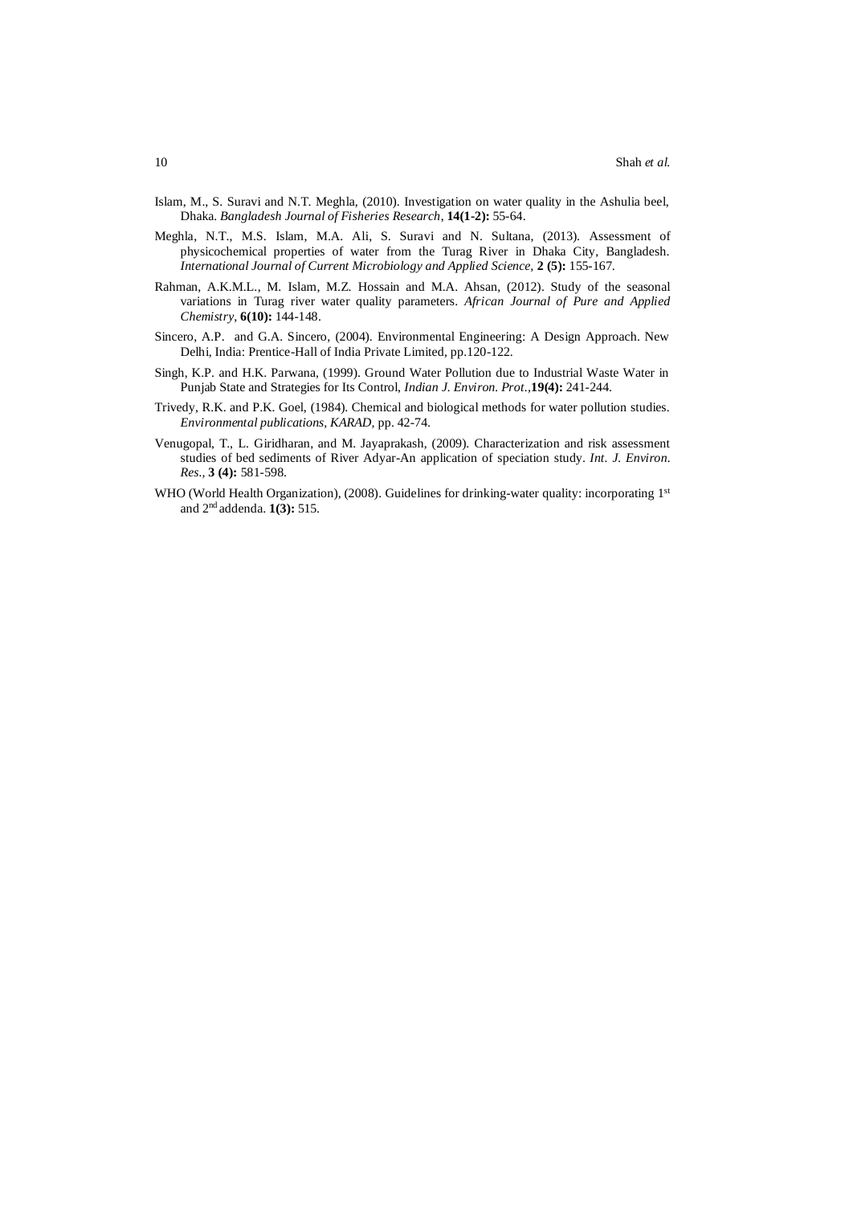Islam, M., S. Suravi and N.T. Meghla, (2010). Investigation on water quality in the Ashulia beel, Dhaka. *Bangladesh Journal of Fisheries Research*, **14(1-2):** 55-64.

Meghla, N.T., M.S. Islam, M.A. Ali, S. Suravi and N. Sultana, (2013). Assessment of physicochemical properties of water from the Turag River in Dhaka City, Bangladesh. *International Journal of Current Microbiology and Applied Science*, **2 (5):** 155-167.

Rahman, A.K.M.L., M. Islam, M.Z. Hossain and M.A. Ahsan, (2012). Study of the seasonal variations in Turag river water quality parameters. *African Journal of Pure and Applied Chemistry*, **6(10):** 144-148.

Sincero, A.P. and G.A. Sincero, (2004). Environmental Engineering: A Design Approach. New Delhi, India: Prentice-Hall of India Private Limited, pp.120-122.

Singh, K.P. and H.K. Parwana, (1999). Ground Water Pollution due to Industrial Waste Water in Punjab State and Strategies for Its Control, *Indian J. Environ. Prot.*,**19(4):** 241-244.

Trivedy, R.K. and P.K. Goel, (1984). Chemical and biological methods for water pollution studies. *Environmental publications, KARAD*, pp. 42-74.

Venugopal, T., L. Giridharan, and M. Jayaprakash, (2009). Characterization and risk assessment studies of bed sediments of River Adyar-An application of speciation study. *Int. J. Environ. Res.*, **3 (4):** 581-598.

WHO (World Health Organization), (2008). Guidelines for drinking-water quality: incorporating 1st and 2nd addenda. **1(3):** 515.